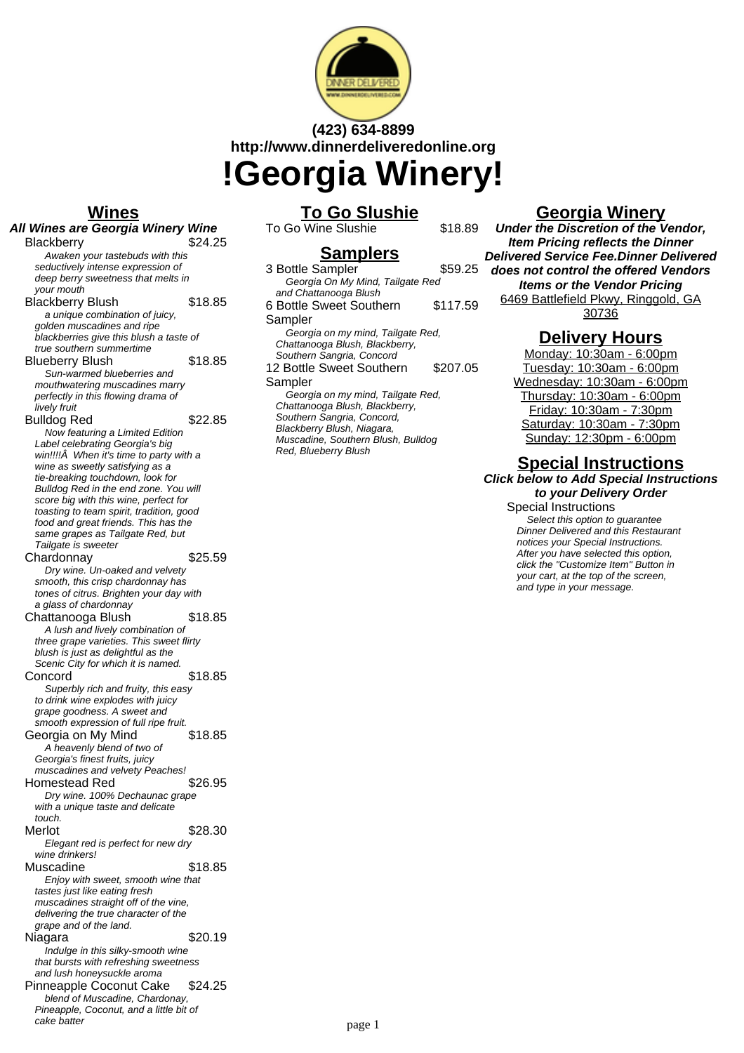**(423) 634-8899**
**http://www.dinnerdeliveredonline.org**

# !Georgia Winery!

## Wines

***All Wines are Georgia Winery Wine***

Blackberry — $24.25
*Awaken your tastebuds with this seductively intense expression of deep berry sweetness that melts in your mouth*

Blackberry Blush — $18.85
*a unique combination of juicy, golden muscadines and ripe blackberries give this blush a taste of true southern summertime*

Blueberry Blush — $18.85
*Sun-warmed blueberries and mouthwatering muscadines marry perfectly in this flowing drama of lively fruit*

Bulldog Red — $22.85
*Now featuring a Limited Edition Label celebrating Georgia's big win!!!!Â  When it's time to party with a wine as sweetly satisfying as a tie-breaking touchdown, look for Bulldog Red in the end zone. You will score big with this wine, perfect for toasting to team spirit, tradition, good food and great friends. This has the same grapes as Tailgate Red, but Tailgate is sweeter*

Chardonnay — $25.59
*Dry wine. Un-oaked and velvety smooth, this crisp chardonnay has tones of citrus. Brighten your day with a glass of chardonnay*

Chattanooga Blush — $18.85
*A lush and lively combination of three grape varieties. This sweet flirty blush is just as delightful as the Scenic City for which it is named.*

Concord — $18.85
*Superbly rich and fruity, this easy to drink wine explodes with juicy grape goodness. A sweet and smooth expression of full ripe fruit.*

Georgia on My Mind — $18.85
*A heavenly blend of two of Georgia's finest fruits, juicy muscadines and velvety Peaches!*

Homestead Red — $26.95
*Dry wine. 100% Dechaunac grape with a unique taste and delicate touch.*

Merlot — $28.30
*Elegant red is perfect for new dry wine drinkers!*

Muscadine — $18.85
*Enjoy with sweet, smooth wine that tastes just like eating fresh muscadines straight off of the vine, delivering the true character of the grape and of the land.*

Niagara — $20.19
*Indulge in this silky-smooth wine that bursts with refreshing sweetness and lush honeysuckle aroma*

Pineapple Coconut Cake — $24.25
*blend of Muscadine, Chardonay, Pineapple, Coconut, and a little bit of cake batter*

## To Go Slushie

To Go Wine Slushie — $18.89

## Samplers

3 Bottle Sampler — $59.25
*Georgia On My Mind, Tailgate Red and Chattanooga Blush*

6 Bottle Sweet Southern Sampler — $117.59
*Georgia on my mind, Tailgate Red, Chattanooga Blush, Blackberry, Southern Sangria, Concord*

12 Bottle Sweet Southern Sampler — $207.05
*Georgia on my mind, Tailgate Red, Chattanooga Blush, Blackberry, Southern Sangria, Concord, Blackberry Blush, Niagara, Muscadine, Southern Blush, Bulldog Red, Blueberry Blush*

## Georgia Winery

***Under the Discretion of the Vendor, Item Pricing reflects the Dinner Delivered Service Fee.Dinner Delivered does not control the offered Vendors Items or the Vendor Pricing***

6469 Battlefield Pkwy, Ringgold, GA 30736

## Delivery Hours

Monday: 10:30am - 6:00pm
Tuesday: 10:30am - 6:00pm
Wednesday: 10:30am - 6:00pm
Thursday: 10:30am - 6:00pm
Friday: 10:30am - 7:30pm
Saturday: 10:30am - 7:30pm
Sunday: 12:30pm - 6:00pm

## Special Instructions

***Click below to Add Special Instructions to your Delivery Order***

Special Instructions
*Select this option to guarantee Dinner Delivered and this Restaurant notices your Special Instructions. After you have selected this option, click the "Customize Item" Button in your cart, at the top of the screen, and type in your message.*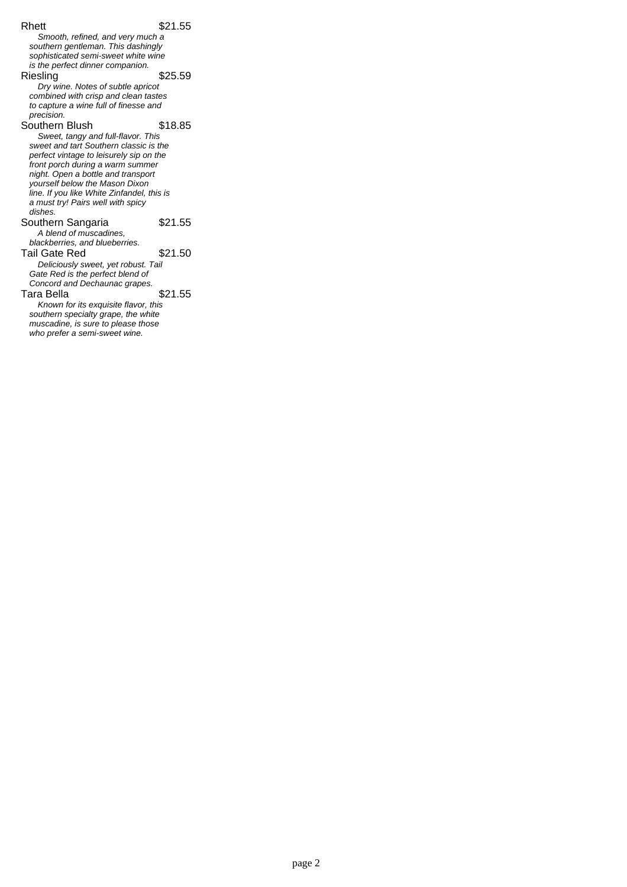**Rhett** $21.55

*Smooth, refined, and very much a southern gentleman. This dashingly sophisticated semi-sweet white wine is the perfect dinner companion.*

**Riesling** $25.59

*Dry wine. Notes of subtle apricot combined with crisp and clean tastes to capture a wine full of finesse and precision.*

**Southern Blush** $18.85

*Sweet, tangy and full-flavor. This sweet and tart Southern classic is the perfect vintage to leisurely sip on the front porch during a warm summer night. Open a bottle and transport yourself below the Mason Dixon line. If you like White Zinfandel, this is a must try! Pairs well with spicy dishes.*

**Southern Sangaria** $21.55

*A blend of muscadines, blackberries, and blueberries.*

**Tail Gate Red** $21.50

*Deliciously sweet, yet robust. Tail Gate Red is the perfect blend of Concord and Dechaunac grapes.*

**Tara Bella** $21.55

*Known for its exquisite flavor, this southern specialty grape, the white muscadine, is sure to please those who prefer a semi-sweet wine.*